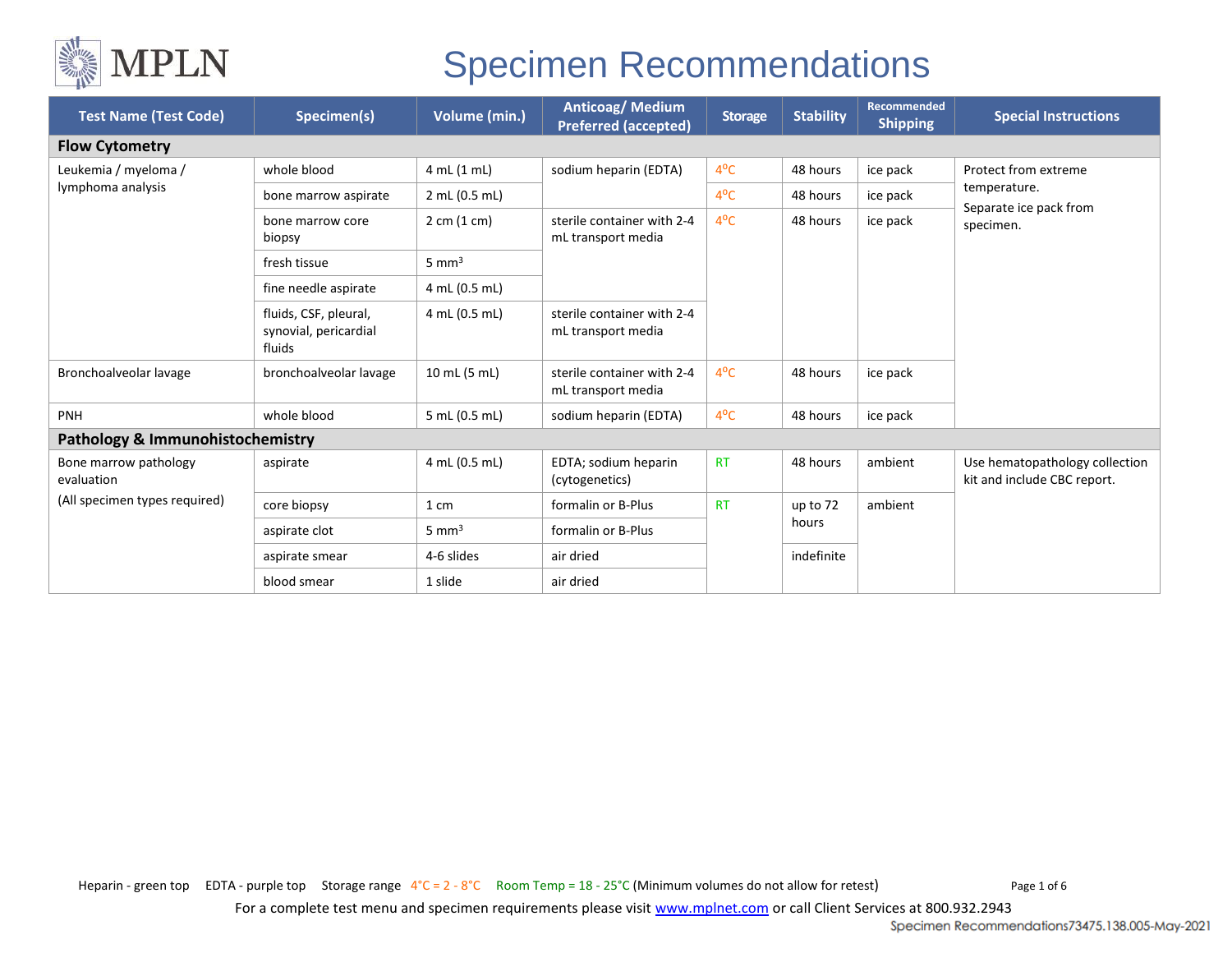MPLN

# Specimen Recommendations

| Test Name (Test Code) | Specimen(s) | Volume (min.) | Anticoag/ Medium Preferred (accepted) | Storage | Stability | Recommended Shipping | Special Instructions |
|---|---|---|---|---|---|---|---|
| **Flow Cytometry** | | | | | | | |
| Leukemia / myeloma / lymphoma analysis | whole blood | 4 mL (1 mL) | sodium heparin (EDTA) | 4°C | 48 hours | ice pack | Protect from extreme temperature. Separate ice pack from specimen. |
| | bone marrow aspirate | 2 mL (0.5 mL) | | 4°C | 48 hours | ice pack | |
| | bone marrow core biopsy | 2 cm (1 cm) | sterile container with 2-4 mL transport media | 4°C | 48 hours | ice pack | |
| | fresh tissue | 5 mm³ | | | | | |
| | fine needle aspirate | 4 mL (0.5 mL) | | | | | |
| | fluids, CSF, pleural, synovial, pericardial fluids | 4 mL (0.5 mL) | sterile container with 2-4 mL transport media | | | | |
| Bronchoalveolar lavage | bronchoalveolar lavage | 10 mL (5 mL) | sterile container with 2-4 mL transport media | 4°C | 48 hours | ice pack | |
| PNH | whole blood | 5 mL (0.5 mL) | sodium heparin (EDTA) | 4°C | 48 hours | ice pack | |
| **Pathology & Immunohistochemistry** | | | | | | | |
| Bone marrow pathology evaluation (All specimen types required) | aspirate | 4 mL (0.5 mL) | EDTA; sodium heparin (cytogenetics) | RT | 48 hours | ambient | Use hematopathology collection kit and include CBC report. |
| | core biopsy | 1 cm | formalin or B-Plus | RT | up to 72 hours | ambient | |
| | aspirate clot | 5 mm³ | formalin or B-Plus | | | | |
| | aspirate smear | 4-6 slides | air dried | | indefinite | | |
| | blood smear | 1 slide | air dried | | | | |

Heparin - green top EDTA - purple top Storage range 4°C = 2 - 8°C Room Temp = 18 - 25°C (Minimum volumes do not allow for retest)

For a complete test menu and specimen requirements please visit www.mplnet.com or call Client Services at 800.932.2943

Specimen Recommendations73475.138.005-May-2021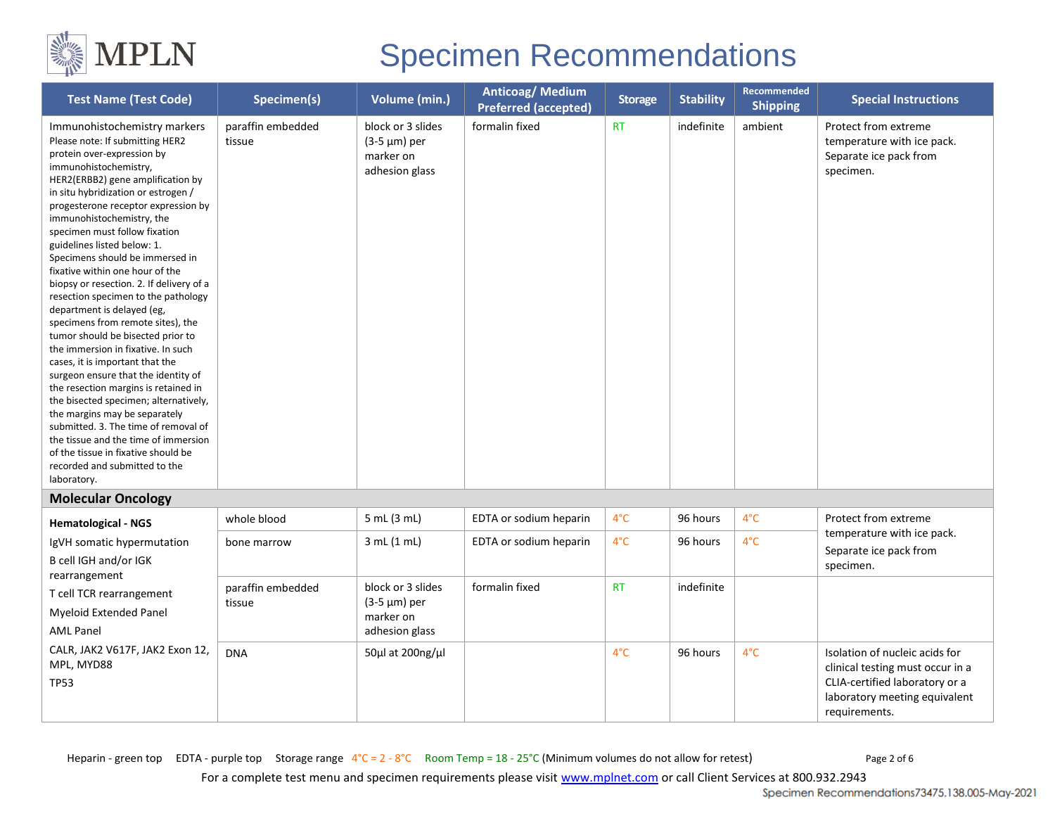# Specimen Recommendations

| Test Name (Test Code) | Specimen(s) | Volume (min.) | Anticoag/ Medium Preferred (accepted) | Storage | Stability | Recommended Shipping | Special Instructions |
|---|---|---|---|---|---|---|---|
| Immunohistochemistry markers<br>Please note: If submitting HER2 protein over-expression by immunohistochemistry, HER2(ERBB2) gene amplification by in situ hybridization or estrogen / progesterone receptor expression by immunohistochemistry, the specimen must follow fixation guidelines listed below: 1. Specimens should be immersed in fixative within one hour of the biopsy or resection. 2. If delivery of a resection specimen to the pathology department is delayed (eg, specimens from remote sites), the tumor should be bisected prior to the immersion in fixative. In such cases, it is important that the surgeon ensure that the identity of the resection margins is retained in the bisected specimen; alternatively, the margins may be separately submitted. 3. The time of removal of the tissue and the time of immersion of the tissue in fixative should be recorded and submitted to the laboratory. | paraffin embedded tissue | block or 3 slides (3-5 µm) per marker on adhesion glass | formalin fixed | RT | indefinite | ambient | Protect from extreme temperature with ice pack. Separate ice pack from specimen. |
| **Molecular Oncology** | | | | | | | |
| **Hematological - NGS**<br>IgVH somatic hypermutation<br>B cell IGH and/or IGK rearrangement<br>T cell TCR rearrangement<br>Myeloid Extended Panel<br>AML Panel<br>CALR, JAK2 V617F, JAK2 Exon 12, MPL, MYD88<br>TP53 | whole blood | 5 mL (3 mL) | EDTA or sodium heparin | 4°C | 96 hours | 4°C | Protect from extreme temperature with ice pack. Separate ice pack from specimen. |
| | bone marrow | 3 mL (1 mL) | EDTA or sodium heparin | 4°C | 96 hours | 4°C | |
| | paraffin embedded tissue | block or 3 slides (3-5 µm) per marker on adhesion glass | formalin fixed | RT | indefinite | | |
| | DNA | 50µl at 200ng/µl | | 4°C | 96 hours | 4°C | Isolation of nucleic acids for clinical testing must occur in a CLIA-certified laboratory or a laboratory meeting equivalent requirements. |

Heparin - green top  EDTA - purple top  Storage range 4°C = 2 - 8°C  Room Temp = 18 - 25°C (Minimum volumes do not allow for retest)

For a complete test menu and specimen requirements please visit www.mplnet.com or call Client Services at 800.932.2943

Specimen Recommendations73475.138.005-May-2021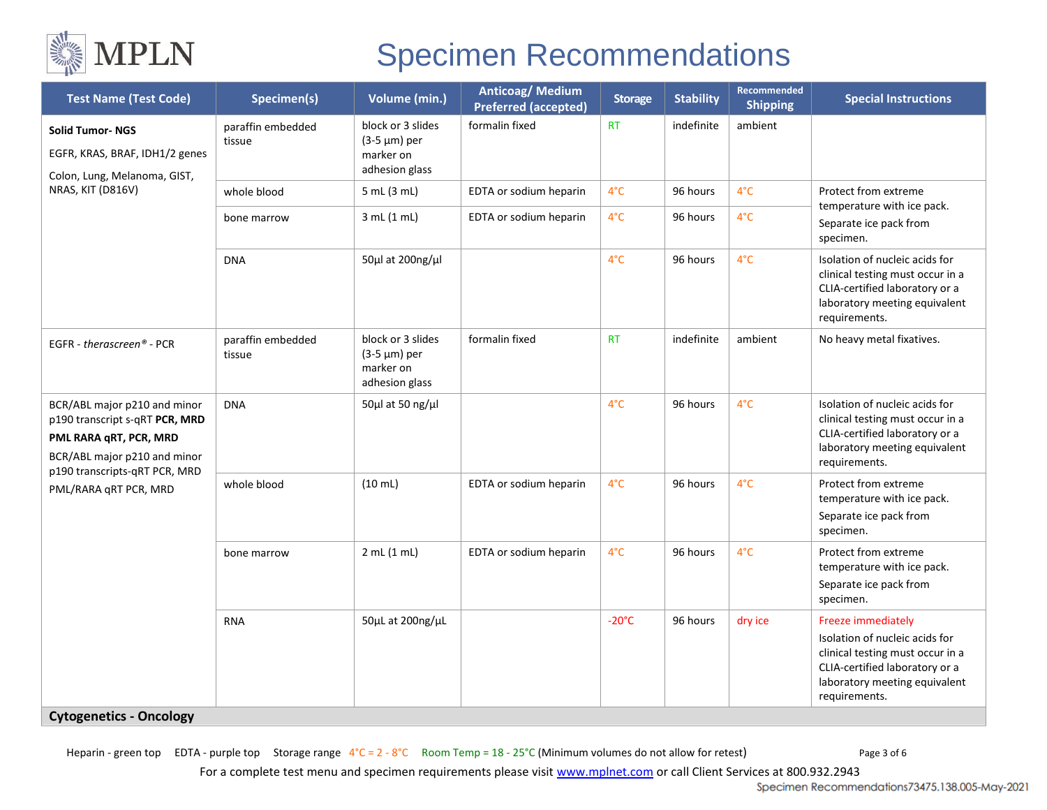# MPLN

# Specimen Recommendations

| Test Name (Test Code) | Specimen(s) | Volume (min.) | Anticoag/ Medium Preferred (accepted) | Storage | Stability | Recommended Shipping | Special Instructions |
|---|---|---|---|---|---|---|---|
| **Solid Tumor- NGS** EGFR, KRAS, BRAF, IDH1/2 genes Colon, Lung, Melanoma, GIST, NRAS, KIT (D816V) | paraffin embedded tissue | block or 3 slides (3-5 µm) per marker on adhesion glass | formalin fixed | RT | indefinite | ambient | |
| | whole blood | 5 mL (3 mL) | EDTA or sodium heparin | 4°C | 96 hours | 4°C | Protect from extreme temperature with ice pack. Separate ice pack from specimen. |
| | bone marrow | 3 mL (1 mL) | EDTA or sodium heparin | 4°C | 96 hours | 4°C | |
| | DNA | 50µl at 200ng/µl | | 4°C | 96 hours | 4°C | Isolation of nucleic acids for clinical testing must occur in a CLIA-certified laboratory or a laboratory meeting equivalent requirements. |
| EGFR - *therascreen®* - PCR | paraffin embedded tissue | block or 3 slides (3-5 µm) per marker on adhesion glass | formalin fixed | RT | indefinite | ambient | No heavy metal fixatives. |
| BCR/ABL major p210 and minor p190 transcript s-qRT **PCR, MRD** **PML RARA qRT, PCR, MRD** BCR/ABL major p210 and minor p190 transcripts-qRT PCR, MRD PML/RARA qRT PCR, MRD | DNA | 50µl at 50 ng/µl | | 4°C | 96 hours | 4°C | Isolation of nucleic acids for clinical testing must occur in a CLIA-certified laboratory or a laboratory meeting equivalent requirements. |
| | whole blood | (10 mL) | EDTA or sodium heparin | 4°C | 96 hours | 4°C | Protect from extreme temperature with ice pack. Separate ice pack from specimen. |
| | bone marrow | 2 mL (1 mL) | EDTA or sodium heparin | 4°C | 96 hours | 4°C | Protect from extreme temperature with ice pack. Separate ice pack from specimen. |
| | RNA | 50µL at 200ng/µL | | -20°C | 96 hours | dry ice | Freeze immediately Isolation of nucleic acids for clinical testing must occur in a CLIA-certified laboratory or a laboratory meeting equivalent requirements. |
| **Cytogenetics - Oncology** | | | | | | | |

Heparin - green top EDTA - purple top Storage range 4°C = 2 - 8°C Room Temp = 18 - 25°C (Minimum volumes do not allow for retest)

For a complete test menu and specimen requirements please visit www.mplnet.com or call Client Services at 800.932.2943

Specimen Recommendations73475.138.005-May-2021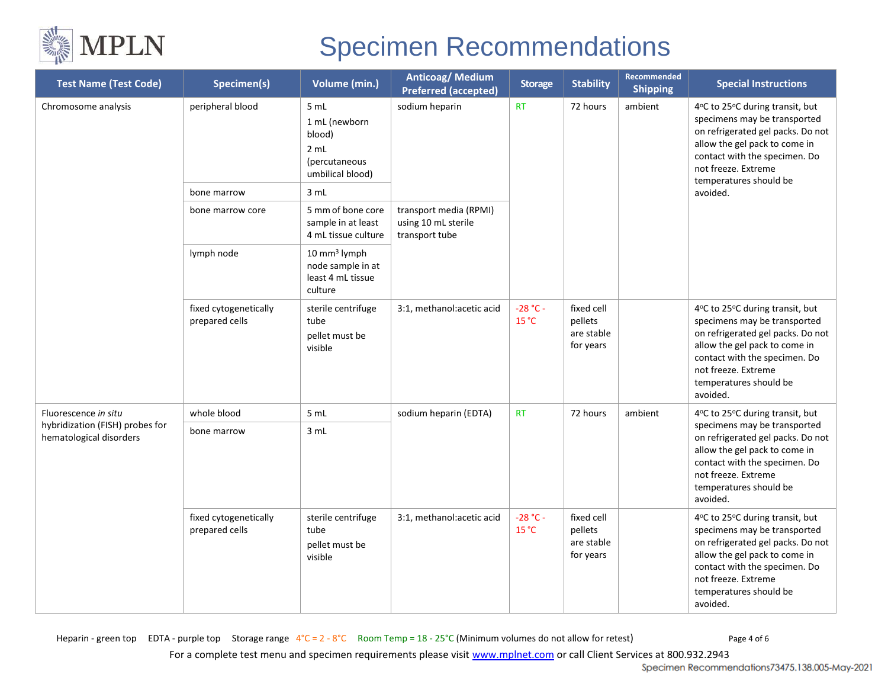# Specimen Recommendations

| Test Name (Test Code) | Specimen(s) | Volume (min.) | Anticoag/ Medium Preferred (accepted) | Storage | Stability | Recommended Shipping | Special Instructions |
|---|---|---|---|---|---|---|---|
| Chromosome analysis | peripheral blood | 5 mL<br>1 mL (newborn blood)<br>2 mL (percutaneous umbilical blood) | sodium heparin | RT | 72 hours | ambient | 4ºC to 25ºC during transit, but specimens may be transported on refrigerated gel packs. Do not allow the gel pack to come in contact with the specimen. Do not freeze. Extreme temperatures should be avoided. |
| | bone marrow | 3 mL | | | | | |
| | bone marrow core | 5 mm of bone core sample in at least 4 mL tissue culture | transport media (RPMI) using 10 mL sterile transport tube | | | | |
| | lymph node | 10 mm³ lymph node sample in at least 4 mL tissue culture | | | | | |
| | fixed cytogenetically prepared cells | sterile centrifuge tube<br>pellet must be visible | 3:1, methanol:acetic acid | -28 °C - 15 °C | fixed cell pellets are stable for years | | 4ºC to 25ºC during transit, but specimens may be transported on refrigerated gel packs. Do not allow the gel pack to come in contact with the specimen. Do not freeze. Extreme temperatures should be avoided. |
| Fluorescence *in situ* hybridization (FISH) probes for hematological disorders | whole blood | 5 mL | sodium heparin (EDTA) | RT | 72 hours | ambient | 4ºC to 25ºC during transit, but specimens may be transported on refrigerated gel packs. Do not allow the gel pack to come in contact with the specimen. Do not freeze. Extreme temperatures should be avoided. |
| | bone marrow | 3 mL | | | | | |
| | fixed cytogenetically prepared cells | sterile centrifuge tube<br>pellet must be visible | 3:1, methanol:acetic acid | -28 °C - 15 °C | fixed cell pellets are stable for years | | 4ºC to 25ºC during transit, but specimens may be transported on refrigerated gel packs. Do not allow the gel pack to come in contact with the specimen. Do not freeze. Extreme temperatures should be avoided. |

Heparin - green top EDTA - purple top Storage range 4°C = 2 - 8°C Room Temp = 18 - 25°C (Minimum volumes do not allow for retest)

For a complete test menu and specimen requirements please visit www.mplnet.com or call Client Services at 800.932.2943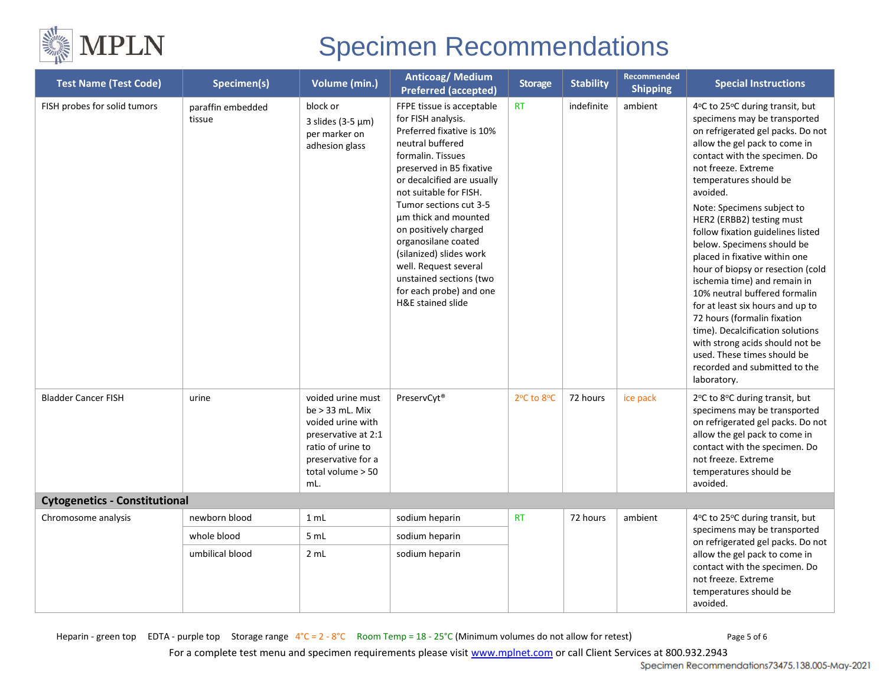# Specimen Recommendations

| Test Name (Test Code) | Specimen(s) | Volume (min.) | Anticoag/ Medium Preferred (accepted) | Storage | Stability | Recommended Shipping | Special Instructions |
|---|---|---|---|---|---|---|---|
| FISH probes for solid tumors | paraffin embedded tissue | block or 3 slides (3-5 µm) per marker on adhesion glass | FFPE tissue is acceptable for FISH analysis. Preferred fixative is 10% neutral buffered formalin. Tissues preserved in B5 fixative or decalcified are usually not suitable for FISH. Tumor sections cut 3-5 µm thick and mounted on positively charged organosilane coated (silanized) slides work well. Request several unstained sections (two for each probe) and one H&E stained slide | RT | indefinite | ambient | 4°C to 25°C during transit, but specimens may be transported on refrigerated gel packs. Do not allow the gel pack to come in contact with the specimen. Do not freeze. Extreme temperatures should be avoided. Note: Specimens subject to HER2 (ERBB2) testing must follow fixation guidelines listed below. Specimens should be placed in fixative within one hour of biopsy or resection (cold ischemia time) and remain in 10% neutral buffered formalin for at least six hours and up to 72 hours (formalin fixation time). Decalcification solutions with strong acids should not be used. These times should be recorded and submitted to the laboratory. |
| Bladder Cancer FISH | urine | voided urine must be > 33 mL. Mix voided urine with preservative at 2:1 ratio of urine to preservative for a total volume > 50 mL. | PreservCyt® | 2°C to 8°C | 72 hours | ice pack | 2°C to 8°C during transit, but specimens may be transported on refrigerated gel packs. Do not allow the gel pack to come in contact with the specimen. Do not freeze. Extreme temperatures should be avoided. |
| **Cytogenetics - Constitutional** | | | | | | | |
| Chromosome analysis | newborn blood | 1 mL | sodium heparin | RT | 72 hours | ambient | 4°C to 25°C during transit, but specimens may be transported on refrigerated gel packs. Do not allow the gel pack to come in contact with the specimen. Do not freeze. Extreme temperatures should be avoided. |
| | whole blood | 5 mL | sodium heparin | | | | |
| | umbilical blood | 2 mL | sodium heparin | | | | |

Heparin - green top EDTA - purple top Storage range 4°C = 2 - 8°C Room Temp = 18 - 25°C (Minimum volumes do not allow for retest)

For a complete test menu and specimen requirements please visit www.mplnet.com or call Client Services at 800.932.2943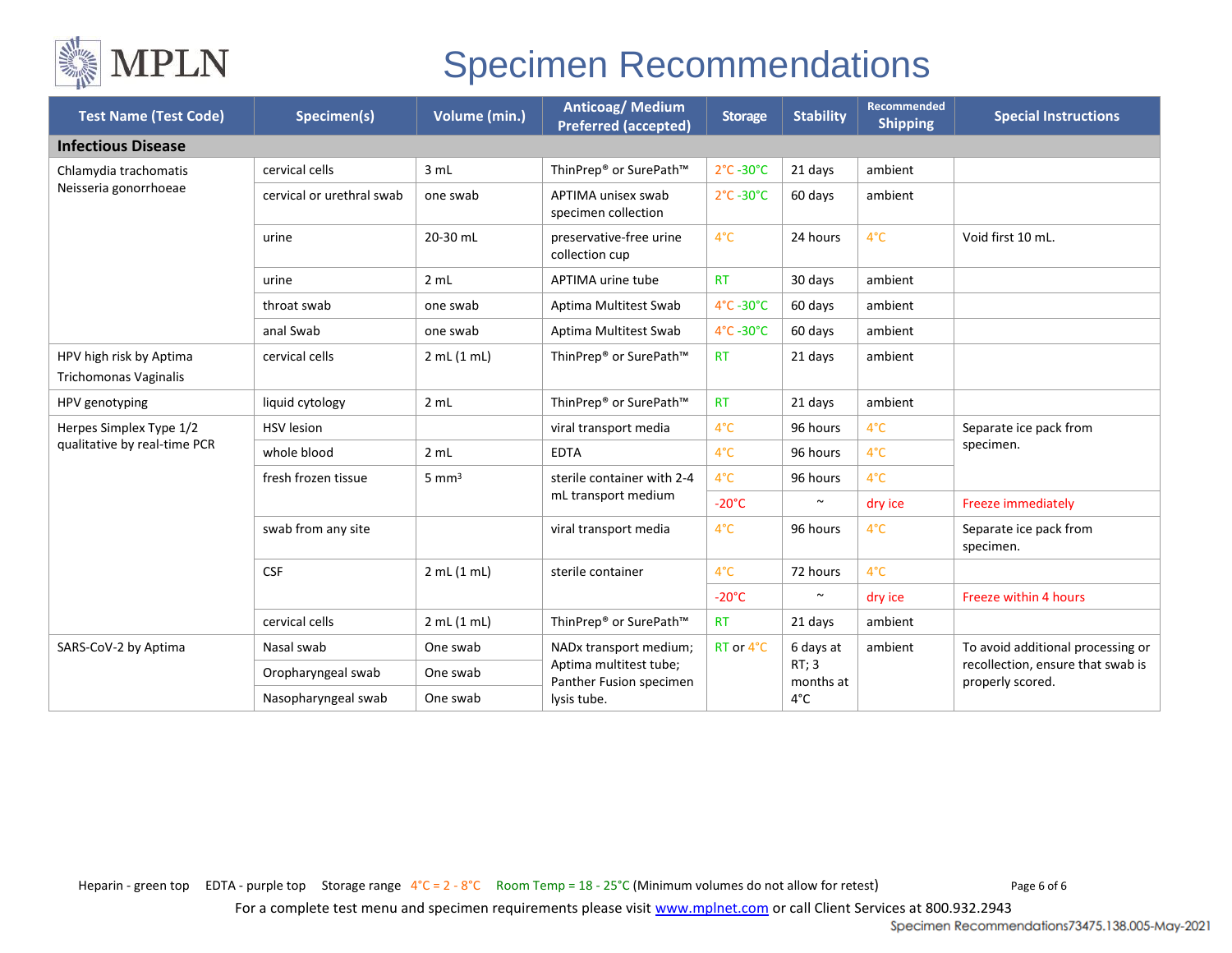# Specimen Recommendations

| Test Name (Test Code) | Specimen(s) | Volume (min.) | Anticoag/ Medium Preferred (accepted) | Storage | Stability | Recommended Shipping | Special Instructions |
|---|---|---|---|---|---|---|---|
| **Infectious Disease** | | | | | | | |
| Chlamydia trachomatis Neisseria gonorrhoeae | cervical cells | 3 mL | ThinPrep® or SurePath™ | 2°C -30°C | 21 days | ambient | |
| | cervical or urethral swab | one swab | APTIMA unisex swab specimen collection | 2°C -30°C | 60 days | ambient | |
| | urine | 20-30 mL | preservative-free urine collection cup | 4°C | 24 hours | 4°C | Void first 10 mL. |
| | urine | 2 mL | APTIMA urine tube | RT | 30 days | ambient | |
| | throat swab | one swab | Aptima Multitest Swab | 4°C -30°C | 60 days | ambient | |
| | anal Swab | one swab | Aptima Multitest Swab | 4°C -30°C | 60 days | ambient | |
| HPV high risk by Aptima Trichomonas Vaginalis | cervical cells | 2 mL (1 mL) | ThinPrep® or SurePath™ | RT | 21 days | ambient | |
| HPV genotyping | liquid cytology | 2 mL | ThinPrep® or SurePath™ | RT | 21 days | ambient | |
| Herpes Simplex Type 1/2 qualitative by real-time PCR | HSV lesion | | viral transport media | 4°C | 96 hours | 4°C | Separate ice pack from specimen. |
| | whole blood | 2 mL | EDTA | 4°C | 96 hours | 4°C | |
| | fresh frozen tissue | 5 mm³ | sterile container with 2-4 mL transport medium | 4°C | 96 hours | 4°C | |
| | | | | -20°C | ~ | dry ice | Freeze immediately |
| | swab from any site | | viral transport media | 4°C | 96 hours | 4°C | Separate ice pack from specimen. |
| | CSF | 2 mL (1 mL) | sterile container | 4°C | 72 hours | 4°C | |
| | | | | -20°C | ~ | dry ice | Freeze within 4 hours |
| | cervical cells | 2 mL (1 mL) | ThinPrep® or SurePath™ | RT | 21 days | ambient | |
| SARS-CoV-2 by Aptima | Nasal swab | One swab | NADx transport medium; Aptima multitest tube; Panther Fusion specimen lysis tube. | RT or 4°C | 6 days at RT; 3 months at 4°C | ambient | To avoid additional processing or recollection, ensure that swab is properly scored. |
| | Oropharyngeal swab | One swab | | | | | |
| | Nasopharyngeal swab | One swab | | | | | |

Heparin - green top    EDTA - purple top    Storage range 4°C = 2 - 8°C    Room Temp = 18 - 25°C (Minimum volumes do not allow for retest)

For a complete test menu and specimen requirements please visit www.mplnet.com or call Client Services at 800.932.2943

Specimen Recommendations73475.138.005-May-2021